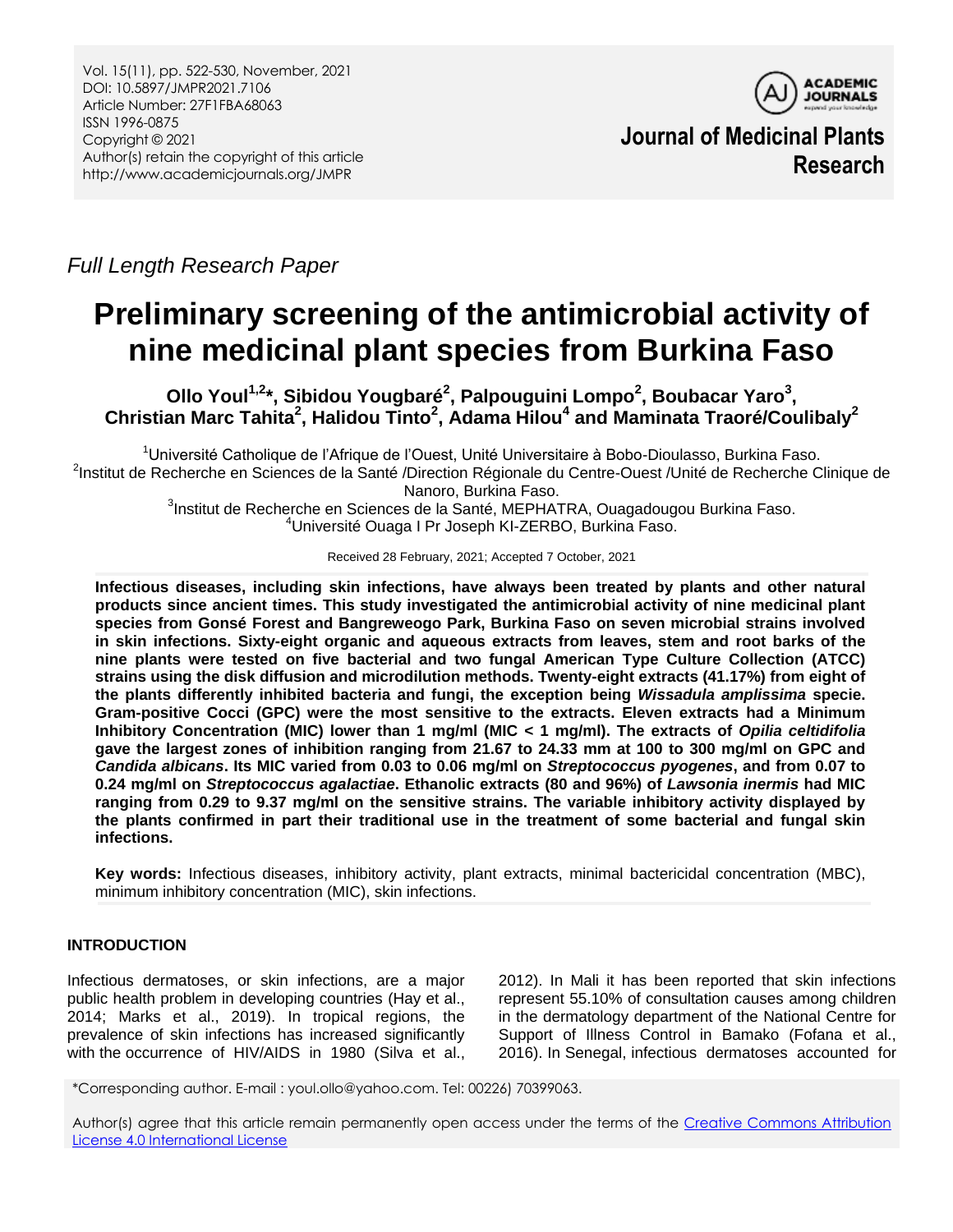Full Length Research Paper

# Preliminary screening of the antimicrobial activity of nine medicinal plant species from Burkina Faso

**Ollo Youl[1,2]*, Sibidou Yougbaré[2], Palpouguini Lompo[2], Boubacar Yaro[3], Christian Marc Tahita[2], Halidou Tinto[2], Adama Hilou[4] and Maminata Traoré/Coulibaly[2]**

[1]Université Catholique de l'Afrique de l'Ouest, Unité Universitaire à Bobo-Dioulasso, Burkina Faso.
[2]Institut de Recherche en Sciences de la Santé /Direction Régionale du Centre-Ouest /Unité de Recherche Clinique de Nanoro, Burkina Faso.
[3]Institut de Recherche en Sciences de la Santé, MEPHATRA, Ouagadougou Burkina Faso.
[4]Université Ouaga I Pr Joseph KI-ZERBO, Burkina Faso.

Received 28 February, 2021; Accepted 7 October, 2021

**Infectious diseases, including skin infections, have always been treated by plants and other natural products since ancient times. This study investigated the antimicrobial activity of nine medicinal plant species from Gonsé Forest and Bangreweogo Park, Burkina Faso on seven microbial strains involved in skin infections. Sixty-eight organic and aqueous extracts from leaves, stem and root barks of the nine plants were tested on five bacterial and two fungal American Type Culture Collection (ATCC) strains using the disk diffusion and microdilution methods. Twenty-eight extracts (41.17%) from eight of the plants differently inhibited bacteria and fungi, the exception being *Wissadula amplissima* specie. Gram-positive Cocci (GPC) were the most sensitive to the extracts. Eleven extracts had a Minimum Inhibitory Concentration (MIC) lower than 1 mg/ml (MIC < 1 mg/ml). The extracts of *Opilia celtidifolia* gave the largest zones of inhibition ranging from 21.67 to 24.33 mm at 100 to 300 mg/ml on GPC and *Candida albicans*. Its MIC varied from 0.03 to 0.06 mg/ml on *Streptococcus pyogenes*, and from 0.07 to 0.24 mg/ml on *Streptococcus agalactiae*. Ethanolic extracts (80 and 96%) of *Lawsonia inermis* had MIC ranging from 0.29 to 9.37 mg/ml on the sensitive strains. The variable inhibitory activity displayed by the plants confirmed in part their traditional use in the treatment of some bacterial and fungal skin infections.**

**Key words:** Infectious diseases, inhibitory activity, plant extracts, minimal bactericidal concentration (MBC), minimum inhibitory concentration (MIC), skin infections.

## INTRODUCTION

Infectious dermatoses, or skin infections, are a major public health problem in developing countries (Hay et al., 2014; Marks et al., 2019). In tropical regions, the prevalence of skin infections has increased significantly with the occurrence of HIV/AIDS in 1980 (Silva et al., 2012). In Mali it has been reported that skin infections represent 55.10% of consultation causes among children in the dermatology department of the National Centre for Support of Illness Control in Bamako (Fofana et al., 2016). In Senegal, infectious dermatoses accounted for

*Corresponding author. E-mail : youl.ollo@yahoo.com. Tel: 00226) 70399063.

Author(s) agree that this article remain permanently open access under the terms of the Creative Commons Attribution License 4.0 International License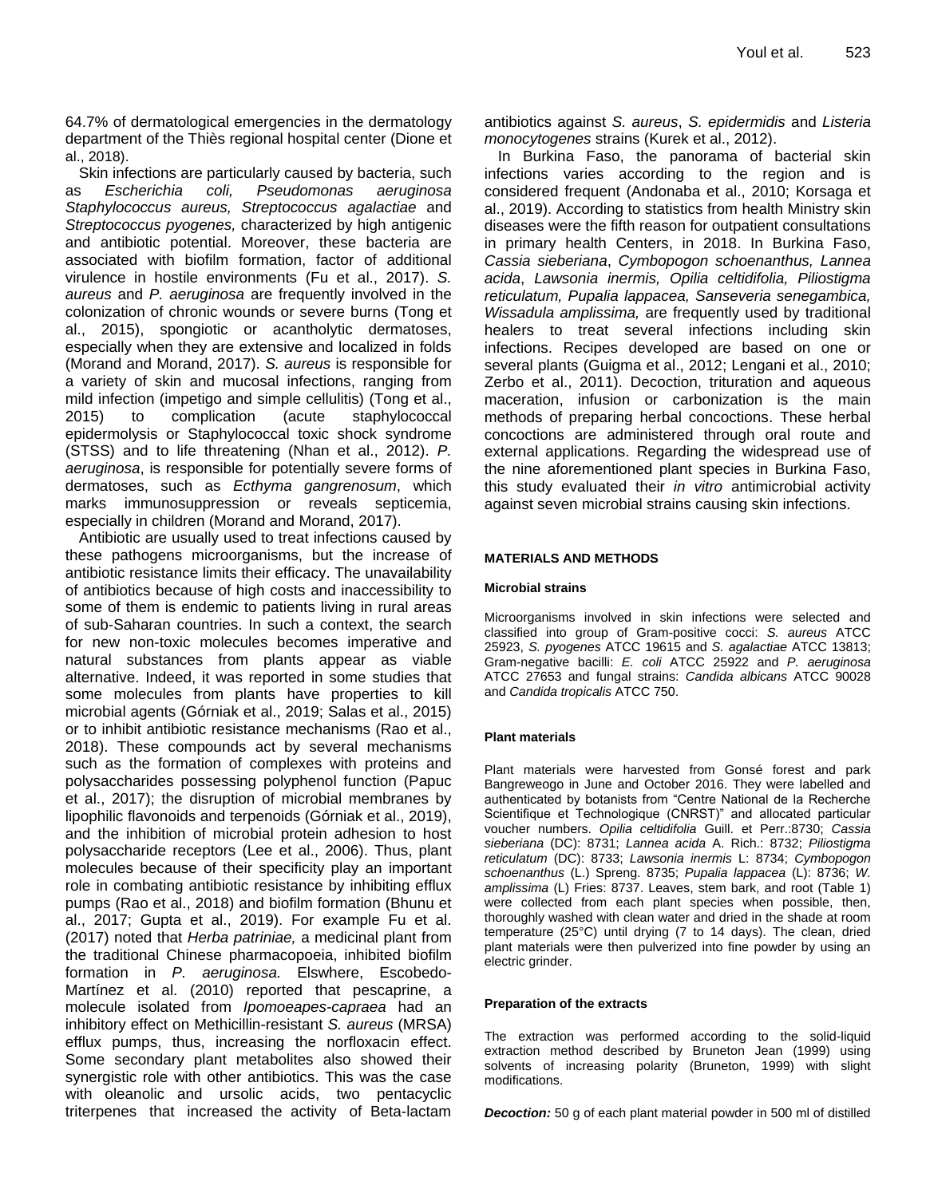64.7% of dermatological emergencies in the dermatology department of the Thiès regional hospital center (Dione et al., 2018).

Skin infections are particularly caused by bacteria, such as *Escherichia coli, Pseudomonas aeruginosa Staphylococcus aureus, Streptococcus agalactiae* and *Streptococcus pyogenes,* characterized by high antigenic and antibiotic potential. Moreover, these bacteria are associated with biofilm formation, factor of additional virulence in hostile environments (Fu et al., 2017). *S. aureus* and *P. aeruginosa* are frequently involved in the colonization of chronic wounds or severe burns (Tong et al., 2015), spongiotic or acantholytic dermatoses, especially when they are extensive and localized in folds (Morand and Morand, 2017). *S. aureus* is responsible for a variety of skin and mucosal infections, ranging from mild infection (impetigo and simple cellulitis) (Tong et al., 2015) to complication (acute staphylococcal epidermolysis or Staphylococcal toxic shock syndrome (STSS) and to life threatening (Nhan et al., 2012). *P. aeruginosa*, is responsible for potentially severe forms of dermatoses, such as *Ecthyma gangrenosum*, which marks immunosuppression or reveals septicemia, especially in children (Morand and Morand, 2017).

Antibiotic are usually used to treat infections caused by these pathogens microorganisms, but the increase of antibiotic resistance limits their efficacy. The unavailability of antibiotics because of high costs and inaccessibility to some of them is endemic to patients living in rural areas of sub-Saharan countries. In such a context, the search for new non-toxic molecules becomes imperative and natural substances from plants appear as viable alternative. Indeed, it was reported in some studies that some molecules from plants have properties to kill microbial agents (Górniak et al., 2019; Salas et al., 2015) or to inhibit antibiotic resistance mechanisms (Rao et al., 2018). These compounds act by several mechanisms such as the formation of complexes with proteins and polysaccharides possessing polyphenol function (Papuc et al., 2017); the disruption of microbial membranes by lipophilic flavonoids and terpenoids (Górniak et al., 2019), and the inhibition of microbial protein adhesion to host polysaccharide receptors (Lee et al., 2006). Thus, plant molecules because of their specificity play an important role in combating antibiotic resistance by inhibiting efflux pumps (Rao et al., 2018) and biofilm formation (Bhunu et al., 2017; Gupta et al., 2019). For example Fu et al. (2017) noted that *Herba patriniae,* a medicinal plant from the traditional Chinese pharmacopoeia, inhibited biofilm formation in *P. aeruginosa.* Elswhere, Escobedo-Martínez et al. (2010) reported that pescaprine, a molecule isolated from *Ipomoeapes-capraea* had an inhibitory effect on Methicillin-resistant *S. aureus* (MRSA) efflux pumps, thus, increasing the norfloxacin effect. Some secondary plant metabolites also showed their synergistic role with other antibiotics. This was the case with oleanolic and ursolic acids, two pentacyclic triterpenes that increased the activity of Beta-lactam antibiotics against *S. aureus*, *S. epidermidis* and *Listeria monocytogenes* strains (Kurek et al., 2012).

In Burkina Faso, the panorama of bacterial skin infections varies according to the region and is considered frequent (Andonaba et al., 2010; Korsaga et al., 2019). According to statistics from health Ministry skin diseases were the fifth reason for outpatient consultations in primary health Centers, in 2018. In Burkina Faso, *Cassia sieberiana*, *Cymbopogon schoenanthus, Lannea acida*, *Lawsonia inermis, Opilia celtidifolia, Piliostigma reticulatum, Pupalia lappacea, Sanseveria senegambica, Wissadula amplissima,* are frequently used by traditional healers to treat several infections including skin infections. Recipes developed are based on one or several plants (Guigma et al., 2012; Lengani et al., 2010; Zerbo et al., 2011). Decoction, trituration and aqueous maceration, infusion or carbonization is the main methods of preparing herbal concoctions. These herbal concoctions are administered through oral route and external applications. Regarding the widespread use of the nine aforementioned plant species in Burkina Faso, this study evaluated their *in vitro* antimicrobial activity against seven microbial strains causing skin infections.

## MATERIALS AND METHODS

### Microbial strains

Microorganisms involved in skin infections were selected and classified into group of Gram-positive cocci: *S. aureus* ATCC 25923, *S. pyogenes* ATCC 19615 and *S. agalactiae* ATCC 13813; Gram-negative bacilli: *E. coli* ATCC 25922 and *P. aeruginosa* ATCC 27653 and fungal strains: *Candida albicans* ATCC 90028 and *Candida tropicalis* ATCC 750.

### Plant materials

Plant materials were harvested from Gonsé forest and park Bangreweogo in June and October 2016. They were labelled and authenticated by botanists from "Centre National de la Recherche Scientifique et Technologique (CNRST)" and allocated particular voucher numbers. *Opilia celtidifolia* Guill. et Perr.:8730; *Cassia sieberiana* (DC): 8731; *Lannea acida* A. Rich.: 8732; *Piliostigma reticulatum* (DC): 8733; *Lawsonia inermis* L: 8734; *Cymbopogon schoenanthus* (L.) Spreng. 8735; *Pupalia lappacea* (L): 8736; *W. amplissima* (L) Fries: 8737. Leaves, stem bark, and root (Table 1) were collected from each plant species when possible, then, thoroughly washed with clean water and dried in the shade at room temperature (25°C) until drying (7 to 14 days). The clean, dried plant materials were then pulverized into fine powder by using an electric grinder.

### Preparation of the extracts

The extraction was performed according to the solid-liquid extraction method described by Bruneton Jean (1999) using solvents of increasing polarity (Bruneton, 1999) with slight modifications.

***Decoction:*** 50 g of each plant material powder in 500 ml of distilled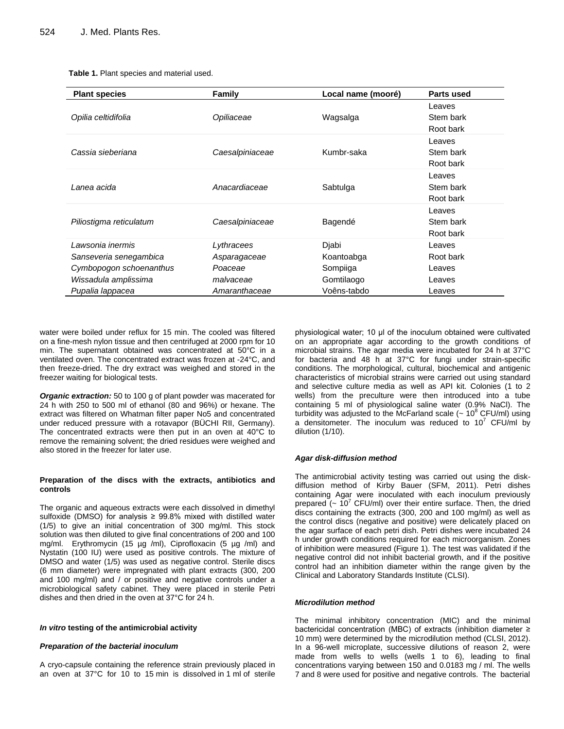**Table 1.** Plant species and material used.

| Plant species | Family | Local name (mooré) | Parts used |
|---|---|---|---|
| *Opilia celtidifolia* | *Opiliaceae* | Wagsalga | Leaves<br>Stem bark<br>Root bark |
| *Cassia sieberiana* | *Caesalpiniaceae* | Kumbr-saka | Leaves<br>Stem bark<br>Root bark |
| *Lanea acida* | *Anacardiaceae* | Sabtulga | Leaves<br>Stem bark<br>Root bark |
| *Piliostigma reticulatum* | *Caesalpiniaceae* | Bagendé | Leaves<br>Stem bark<br>Root bark |
| *Lawsonia inermis* | *Lythracees* | Djabi | Leaves |
| *Sanseveria senegambica* | *Asparagaceae* | Koantoabga | Root bark |
| *Cymbopogon schoenanthus* | *Poaceae* | Sompiiga | Leaves |
| *Wissadula amplissima* | *malvaceae* | Gomtilaogo | Leaves |
| *Pupalia lappacea* | *Amaranthaceae* | Voêns-tabdo | Leaves |

water were boiled under reflux for 15 min. The cooled was filtered on a fine-mesh nylon tissue and then centrifuged at 2000 rpm for 10 min. The supernatant obtained was concentrated at 50°C in a ventilated oven. The concentrated extract was frozen at -24°C, and then freeze-dried. The dry extract was weighed and stored in the freezer waiting for biological tests.

***Organic extraction:*** 50 to 100 g of plant powder was macerated for 24 h with 250 to 500 ml of ethanol (80 and 96%) or hexane. The extract was filtered on Whatman filter paper No5 and concentrated under reduced pressure with a rotavapor (BÜCHI RII, Germany). The concentrated extracts were then put in an oven at 40°C to remove the remaining solvent; the dried residues were weighed and also stored in the freezer for later use.

**Preparation of the discs with the extracts, antibiotics and controls**

The organic and aqueous extracts were each dissolved in dimethyl sulfoxide (DMSO) for analysis ≥ 99.8% mixed with distilled water (1/5) to give an initial concentration of 300 mg/ml. This stock solution was then diluted to give final concentrations of 200 and 100 mg/ml. Erythromycin (15 µg /ml), Ciprofloxacin (5 µg /ml) and Nystatin (100 IU) were used as positive controls. The mixture of DMSO and water (1/5) was used as negative control. Sterile discs (6 mm diameter) were impregnated with plant extracts (300, 200 and 100 mg/ml) and / or positive and negative controls under a microbiological safety cabinet. They were placed in sterile Petri dishes and then dried in the oven at 37°C for 24 h.

***In vitro* testing of the antimicrobial activity**

***Preparation of the bacterial inoculum***

A cryo-capsule containing the reference strain previously placed in an oven at 37°C for 10 to 15 min is dissolved in 1 ml of sterile physiological water; 10 µl of the inoculum obtained were cultivated on an appropriate agar according to the growth conditions of microbial strains. The agar media were incubated for 24 h at 37°C for bacteria and 48 h at 37°C for fungi under strain-specific conditions. The morphological, cultural, biochemical and antigenic characteristics of microbial strains were carried out using standard and selective culture media as well as API kit. Colonies (1 to 2 wells) from the preculture were then introduced into a tube containing 5 ml of physiological saline water (0.9% NaCl). The turbidity was adjusted to the McFarland scale (~ $10^8$ CFU/ml) using a densitometer. The inoculum was reduced to $10^7$ CFU/ml by dilution (1/10).

***Agar disk-diffusion method***

The antimicrobial activity testing was carried out using the disk-diffusion method of Kirby Bauer (SFM, 2011). Petri dishes containing Agar were inoculated with each inoculum previously prepared (~ $10^7$ CFU/ml) over their entire surface. Then, the dried discs containing the extracts (300, 200 and 100 mg/ml) as well as the control discs (negative and positive) were delicately placed on the agar surface of each petri dish. Petri dishes were incubated 24 h under growth conditions required for each microorganism. Zones of inhibition were measured (Figure 1). The test was validated if the negative control did not inhibit bacterial growth, and if the positive control had an inhibition diameter within the range given by the Clinical and Laboratory Standards Institute (CLSI).

***Microdilution method***

The minimal inhibitory concentration (MIC) and the minimal bactericidal concentration (MBC) of extracts (inhibition diameter ≥ 10 mm) were determined by the microdilution method (CLSI, 2012). In a 96-well microplate, successive dilutions of reason 2, were made from wells to wells (wells 1 to 6), leading to final concentrations varying between 150 and 0.0183 mg / ml. The wells 7 and 8 were used for positive and negative controls. The bacterial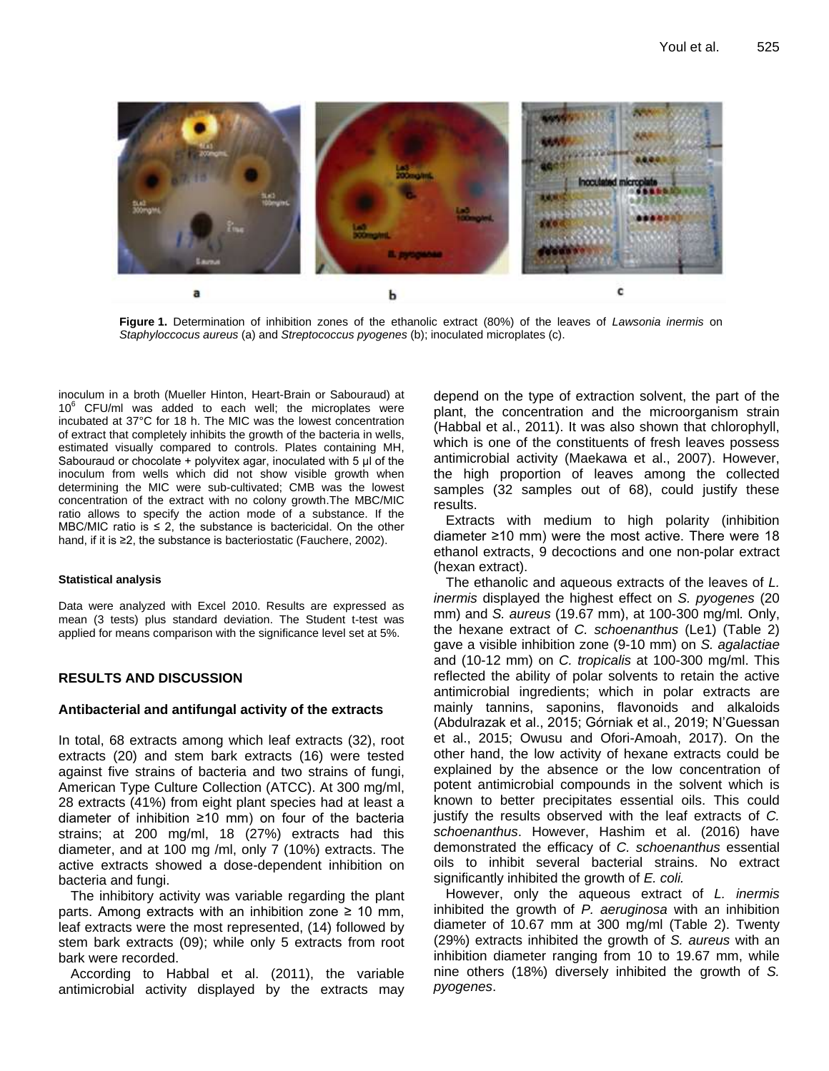**Figure 1.** Determination of inhibition zones of the ethanolic extract (80%) of the leaves of *Lawsonia inermis* on *Staphyloccocus aureus* (a) and *Streptococcus pyogenes* (b); inoculated microplates (c).

inoculum in a broth (Mueller Hinton, Heart-Brain or Sabouraud) at $10^6$ CFU/ml was added to each well; the microplates were incubated at 37°C for 18 h. The MIC was the lowest concentration of extract that completely inhibits the growth of the bacteria in wells, estimated visually compared to controls. Plates containing MH, Sabouraud or chocolate + polyvitex agar, inoculated with 5 µl of the inoculum from wells which did not show visible growth when determining the MIC were sub-cultivated; CMB was the lowest concentration of the extract with no colony growth.The MBC/MIC ratio allows to specify the action mode of a substance. If the MBC/MIC ratio is ≤ 2, the substance is bactericidal. On the other hand, if it is ≥2, the substance is bacteriostatic (Fauchere, 2002).

#### Statistical analysis

Data were analyzed with Excel 2010. Results are expressed as mean (3 tests) plus standard deviation. The Student t-test was applied for means comparison with the significance level set at 5%.

## RESULTS AND DISCUSSION

### Antibacterial and antifungal activity of the extracts

In total, 68 extracts among which leaf extracts (32), root extracts (20) and stem bark extracts (16) were tested against five strains of bacteria and two strains of fungi, American Type Culture Collection (ATCC). At 300 mg/ml, 28 extracts (41%) from eight plant species had at least a diameter of inhibition ≥10 mm) on four of the bacteria strains; at 200 mg/ml, 18 (27%) extracts had this diameter, and at 100 mg /ml, only 7 (10%) extracts. The active extracts showed a dose-dependent inhibition on bacteria and fungi.

The inhibitory activity was variable regarding the plant parts. Among extracts with an inhibition zone ≥ 10 mm, leaf extracts were the most represented, (14) followed by stem bark extracts (09); while only 5 extracts from root bark were recorded.

According to Habbal et al. (2011), the variable antimicrobial activity displayed by the extracts may depend on the type of extraction solvent, the part of the plant, the concentration and the microorganism strain (Habbal et al., 2011). It was also shown that chlorophyll, which is one of the constituents of fresh leaves possess antimicrobial activity (Maekawa et al., 2007). However, the high proportion of leaves among the collected samples (32 samples out of 68), could justify these results.

Extracts with medium to high polarity (inhibition diameter ≥10 mm) were the most active. There were 18 ethanol extracts, 9 decoctions and one non-polar extract (hexan extract).

The ethanolic and aqueous extracts of the leaves of *L. inermis* displayed the highest effect on *S. pyogenes* (20 mm) and *S. aureus* (19.67 mm), at 100-300 mg/ml. Only, the hexane extract of *C. schoenanthus* (Le1) (Table 2) gave a visible inhibition zone (9-10 mm) on *S. agalactiae* and (10-12 mm) on *C. tropicalis* at 100-300 mg/ml. This reflected the ability of polar solvents to retain the active antimicrobial ingredients; which in polar extracts are mainly tannins, saponins, flavonoids and alkaloids (Abdulrazak et al., 2015; Górniak et al., 2019; N'Guessan et al., 2015; Owusu and Ofori-Amoah, 2017). On the other hand, the low activity of hexane extracts could be explained by the absence or the low concentration of potent antimicrobial compounds in the solvent which is known to better precipitates essential oils. This could justify the results observed with the leaf extracts of *C. schoenanthus*. However, Hashim et al. (2016) have demonstrated the efficacy of *C. schoenanthus* essential oils to inhibit several bacterial strains. No extract significantly inhibited the growth of *E. coli.*

However, only the aqueous extract of *L. inermis* inhibited the growth of *P. aeruginosa* with an inhibition diameter of 10.67 mm at 300 mg/ml (Table 2). Twenty (29%) extracts inhibited the growth of *S. aureus* with an inhibition diameter ranging from 10 to 19.67 mm, while nine others (18%) diversely inhibited the growth of *S. pyogenes*.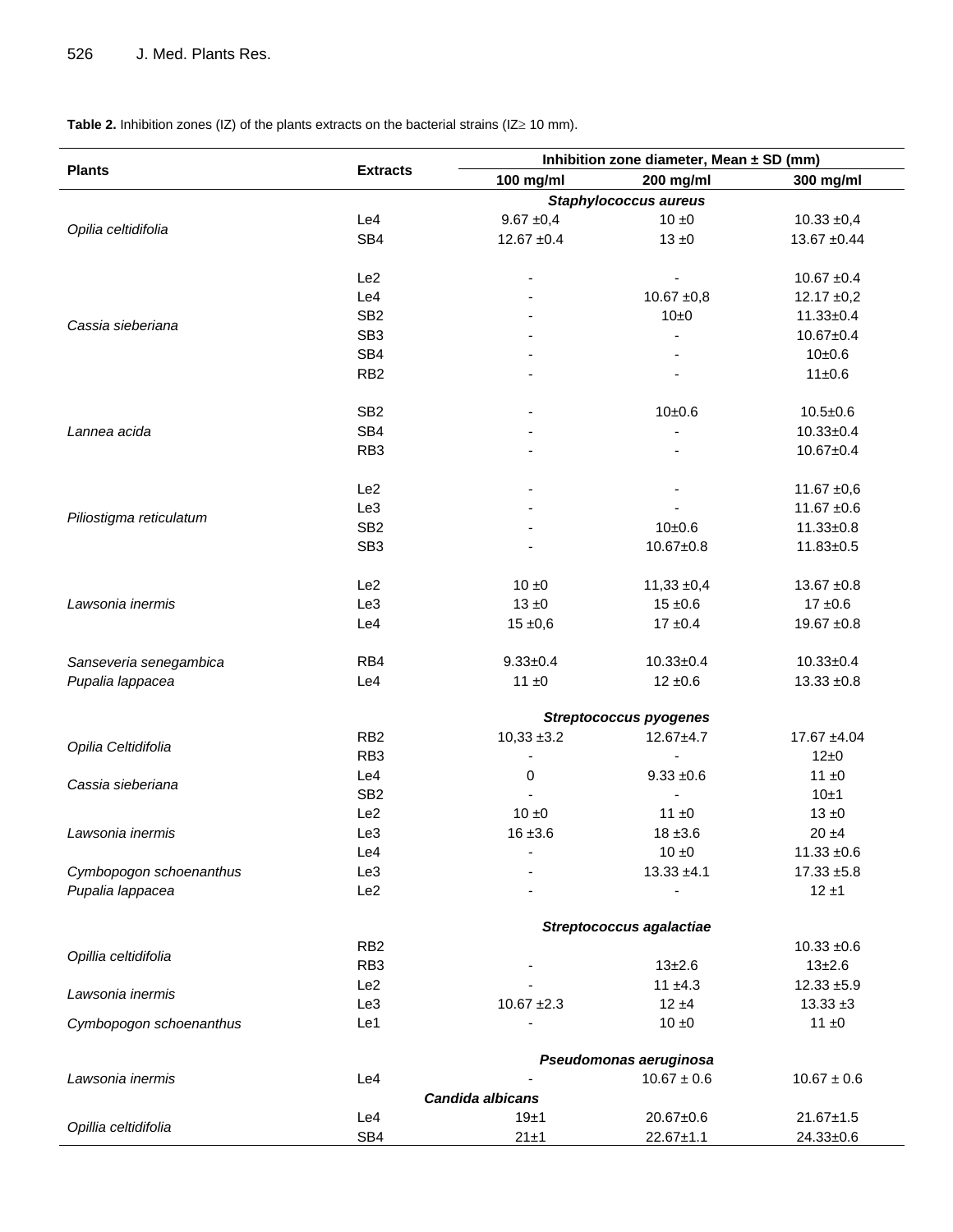**Table 2.** Inhibition zones (IZ) of the plants extracts on the bacterial strains (IZ≥ 10 mm).

| Plants | Extracts | Inhibition zone diameter, Mean ± SD (mm) | | |
|---|---|---|---|---|
| | | 100 mg/ml | 200 mg/ml | 300 mg/ml |
| | | ***Staphylococcus aureus*** | | |
| *Opilia celtidifolia* | Le4 | 9.67 ±0,4 | 10 ±0 | 10.33 ±0,4 |
| | SB4 | 12.67 ±0.4 | 13 ±0 | 13.67 ±0.44 |
| *Cassia sieberiana* | Le2 | - | - | 10.67 ±0.4 |
| | Le4 | - | 10.67 ±0,8 | 12.17 ±0,2 |
| | SB2 | - | 10±0 | 11.33±0.4 |
| | SB3 | - | - | 10.67±0.4 |
| | SB4 | - | - | 10±0.6 |
| | RB2 | - | - | 11±0.6 |
| *Lannea acida* | SB2 | - | 10±0.6 | 10.5±0.6 |
| | SB4 | - | - | 10.33±0.4 |
| | RB3 | - | - | 10.67±0.4 |
| *Piliostigma reticulatum* | Le2 | - | - | 11.67 ±0,6 |
| | Le3 | - | - | 11.67 ±0.6 |
| | SB2 | - | 10±0.6 | 11.33±0.8 |
| | SB3 | - | 10.67±0.8 | 11.83±0.5 |
| *Lawsonia inermis* | Le2 | 10 ±0 | 11,33 ±0,4 | 13.67 ±0.8 |
| | Le3 | 13 ±0 | 15 ±0.6 | 17 ±0.6 |
| | Le4 | 15 ±0,6 | 17 ±0.4 | 19.67 ±0.8 |
| *Sanseveria senegambica* | RB4 | 9.33±0.4 | 10.33±0.4 | 10.33±0.4 |
| *Pupalia lappacea* | Le4 | 11 ±0 | 12 ±0.6 | 13.33 ±0.8 |
| | | ***Streptococcus pyogenes*** | | |
| *Opilia Celtidifolia* | RB2 | 10,33 ±3.2 | 12.67±4.7 | 17.67 ±4.04 |
| | RB3 | - | - | 12±0 |
| *Cassia sieberiana* | Le4 | 0 | 9.33 ±0.6 | 11 ±0 |
| | SB2 | - | - | 10±1 |
| *Lawsonia inermis* | Le2 | 10 ±0 | 11 ±0 | 13 ±0 |
| | Le3 | 16 ±3.6 | 18 ±3.6 | 20 ±4 |
| | Le4 | - | 10 ±0 | 11.33 ±0.6 |
| *Cymbopogon schoenanthus* | Le3 | - | 13.33 ±4.1 | 17.33 ±5.8 |
| *Pupalia lappacea* | Le2 | - | - | 12 ±1 |
| | | ***Streptococcus agalactiae*** | | |
| *Opillia celtidifolia* | RB2 | | | 10.33 ±0.6 |
| | RB3 | - | 13±2.6 | 13±2.6 |
| *Lawsonia inermis* | Le2 | - | 11 ±4.3 | 12.33 ±5.9 |
| | Le3 | 10.67 ±2.3 | 12 ±4 | 13.33 ±3 |
| *Cymbopogon schoenanthus* | Le1 | - | 10 ±0 | 11 ±0 |
| | | ***Pseudomonas aeruginosa*** | | |
| *Lawsonia inermis* | Le4 | - | 10.67 ± 0.6 | 10.67 ± 0.6 |
| | | ***Candida albicans*** | | |
| *Opillia celtidifolia* | Le4 | 19±1 | 20.67±0.6 | 21.67±1.5 |
| | SB4 | 21±1 | 22.67±1.1 | 24.33±0.6 |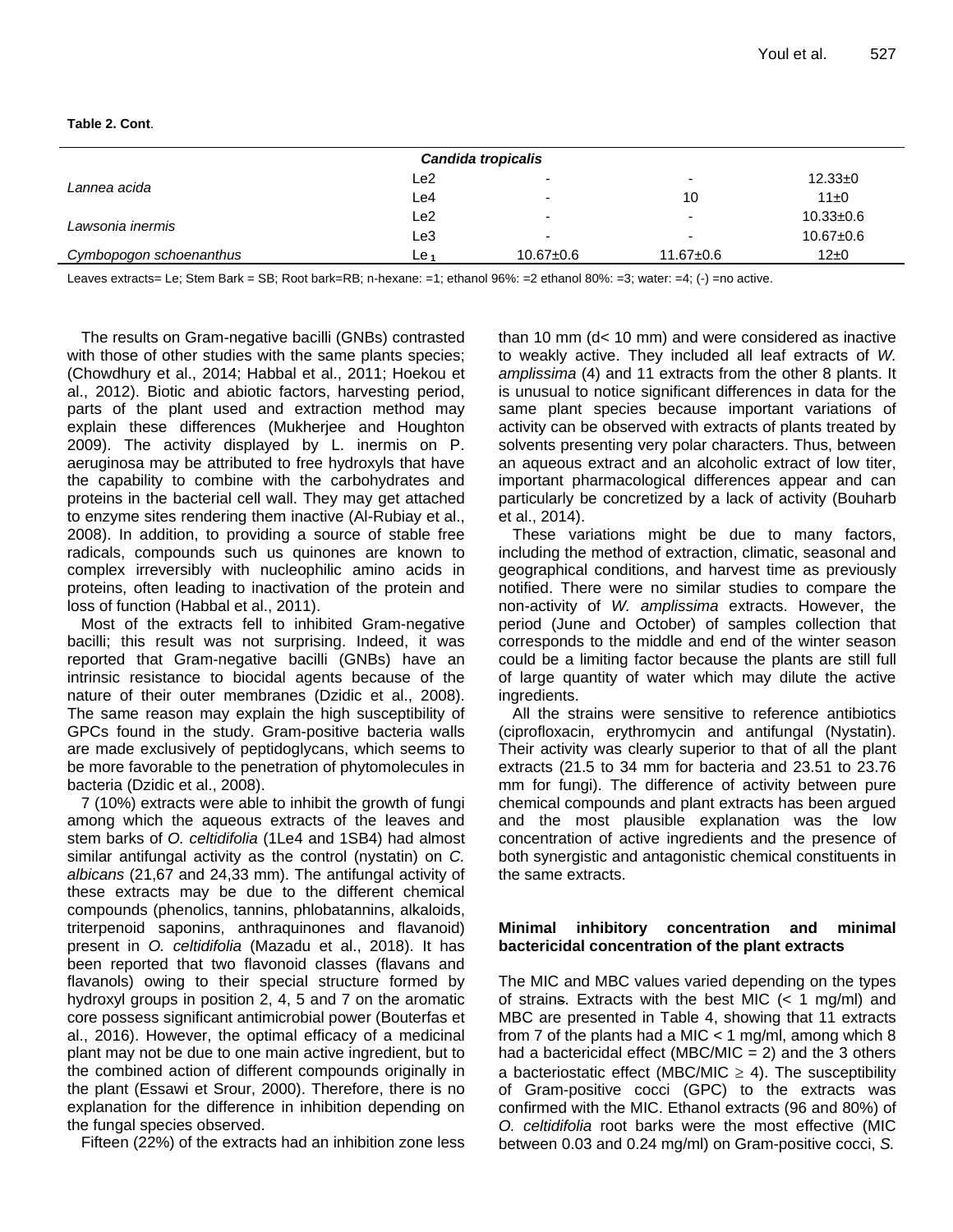**Table 2. Cont**.

| | | | | |
|---|---|---|---|---|
| | | ***Candida tropicalis*** | | |
| *Lannea acida* | Le2 | - | - | 12.33±0 |
| | Le4 | - | 10 | 11±0 |
| *Lawsonia inermis* | Le2 | - | - | 10.33±0.6 |
| | Le3 | - | - | 10.67±0.6 |
| *Cymbopogon schoenanthus* | Le$_1$ | 10.67±0.6 | 11.67±0.6 | 12±0 |

Leaves extracts= Le; Stem Bark = SB; Root bark=RB; n-hexane: =1; ethanol 96%: =2 ethanol 80%: =3; water: =4; (-) =no active.

The results on Gram-negative bacilli (GNBs) contrasted with those of other studies with the same plants species; (Chowdhury et al., 2014; Habbal et al., 2011; Hoekou et al., 2012). Biotic and abiotic factors, harvesting period, parts of the plant used and extraction method may explain these differences (Mukherjee and Houghton 2009). The activity displayed by L. inermis on P. aeruginosa may be attributed to free hydroxyls that have the capability to combine with the carbohydrates and proteins in the bacterial cell wall. They may get attached to enzyme sites rendering them inactive (Al-Rubiay et al., 2008). In addition, to providing a source of stable free radicals, compounds such us quinones are known to complex irreversibly with nucleophilic amino acids in proteins, often leading to inactivation of the protein and loss of function (Habbal et al., 2011).

Most of the extracts fell to inhibited Gram-negative bacilli; this result was not surprising. Indeed, it was reported that Gram-negative bacilli (GNBs) have an intrinsic resistance to biocidal agents because of the nature of their outer membranes (Dzidic et al., 2008). The same reason may explain the high susceptibility of GPCs found in the study. Gram-positive bacteria walls are made exclusively of peptidoglycans, which seems to be more favorable to the penetration of phytomolecules in bacteria (Dzidic et al., 2008).

7 (10%) extracts were able to inhibit the growth of fungi among which the aqueous extracts of the leaves and stem barks of *O. celtidifolia* (1Le4 and 1SB4) had almost similar antifungal activity as the control (nystatin) on *C. albicans* (21,67 and 24,33 mm). The antifungal activity of these extracts may be due to the different chemical compounds (phenolics, tannins, phlobatannins, alkaloids, triterpenoid saponins, anthraquinones and flavanoid) present in *O. celtidifolia* (Mazadu et al., 2018). It has been reported that two flavonoid classes (flavans and flavanols) owing to their special structure formed by hydroxyl groups in position 2, 4, 5 and 7 on the aromatic core possess significant antimicrobial power (Bouterfas et al., 2016). However, the optimal efficacy of a medicinal plant may not be due to one main active ingredient, but to the combined action of different compounds originally in the plant (Essawi et Srour, 2000). Therefore, there is no explanation for the difference in inhibition depending on the fungal species observed.

Fifteen (22%) of the extracts had an inhibition zone less than 10 mm (d< 10 mm) and were considered as inactive to weakly active. They included all leaf extracts of *W. amplissima* (4) and 11 extracts from the other 8 plants. It is unusual to notice significant differences in data for the same plant species because important variations of activity can be observed with extracts of plants treated by solvents presenting very polar characters. Thus, between an aqueous extract and an alcoholic extract of low titer, important pharmacological differences appear and can particularly be concretized by a lack of activity (Bouharb et al., 2014).

These variations might be due to many factors, including the method of extraction, climatic, seasonal and geographical conditions, and harvest time as previously notified. There were no similar studies to compare the non-activity of *W. amplissima* extracts. However, the period (June and October) of samples collection that corresponds to the middle and end of the winter season could be a limiting factor because the plants are still full of large quantity of water which may dilute the active ingredients.

All the strains were sensitive to reference antibiotics (ciprofloxacin, erythromycin and antifungal (Nystatin). Their activity was clearly superior to that of all the plant extracts (21.5 to 34 mm for bacteria and 23.51 to 23.76 mm for fungi). The difference of activity between pure chemical compounds and plant extracts has been argued and the most plausible explanation was the low concentration of active ingredients and the presence of both synergistic and antagonistic chemical constituents in the same extracts.

### Minimal inhibitory concentration and minimal bactericidal concentration of the plant extracts

The MIC and MBC values varied depending on the types of strains. Extracts with the best MIC (< 1 mg/ml) and MBC are presented in Table 4, showing that 11 extracts from 7 of the plants had a MIC < 1 mg/ml, among which 8 had a bactericidal effect (MBC/MIC = 2) and the 3 others a bacteriostatic effect (MBC/MIC $\geq$ 4). The susceptibility of Gram-positive cocci (GPC) to the extracts was confirmed with the MIC. Ethanol extracts (96 and 80%) of *O. celtidifolia* root barks were the most effective (MIC between 0.03 and 0.24 mg/ml) on Gram-positive cocci, *S.*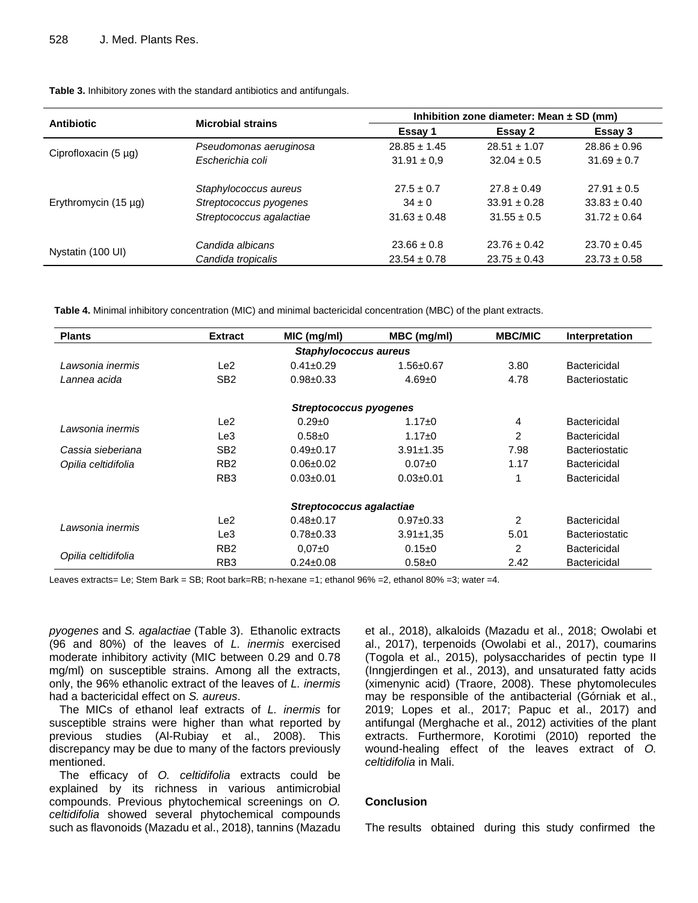**Table 3.** Inhibitory zones with the standard antibiotics and antifungals.

| Antibiotic | Microbial strains | Inhibition zone diameter: Mean ± SD (mm) | | |
|---|---|---|---|---|
| | | Essay 1 | Essay 2 | Essay 3 |
| Ciprofloxacin (5 µg) | *Pseudomonas aeruginosa* | 28.85 ± 1.45 | 28.51 ± 1.07 | 28.86 ± 0.96 |
| | *Escherichia coli* | 31.91 ± 0,9 | 32.04 ± 0.5 | 31.69 ± 0.7 |
| Erythromycin (15 µg) | *Staphylococcus aureus* | 27.5 ± 0.7 | 27.8 ± 0.49 | 27.91 ± 0.5 |
| | *Streptococcus pyogenes* | 34 ± 0 | 33.91 ± 0.28 | 33.83 ± 0.40 |
| | *Streptococcus agalactiae* | 31.63 ± 0.48 | 31.55 ± 0.5 | 31.72 ± 0.64 |
| Nystatin (100 UI) | *Candida albicans* | 23.66 ± 0.8 | 23.76 ± 0.42 | 23.70 ± 0.45 |
| | *Candida tropicalis* | 23.54 ± 0.78 | 23.75 ± 0.43 | 23.73 ± 0.58 |

**Table 4.** Minimal inhibitory concentration (MIC) and minimal bactericidal concentration (MBC) of the plant extracts.

| Plants | Extract | MIC (mg/ml) | MBC (mg/ml) | MBC/MIC | Interpretation |
|---|---|---|---|---|---|
| | | ***Staphylococcus aureus*** | | | |
| *Lawsonia inermis* | Le2 | 0.41±0.29 | 1.56±0.67 | 3.80 | Bactericidal |
| *Lannea acida* | SB2 | 0.98±0.33 | 4.69±0 | 4.78 | Bacteriostatic |
| | | ***Streptococcus pyogenes*** | | | |
| *Lawsonia inermis* | Le2 | 0.29±0 | 1.17±0 | 4 | Bactericidal |
| | Le3 | 0.58±0 | 1.17±0 | 2 | Bactericidal |
| *Cassia sieberiana* | SB2 | 0.49±0.17 | 3.91±1.35 | 7.98 | Bacteriostatic |
| *Opilia celtidifolia* | RB2 | 0.06±0.02 | 0.07±0 | 1.17 | Bactericidal |
| | RB3 | 0.03±0.01 | 0.03±0.01 | 1 | Bactericidal |
| | | ***Streptococcus agalactiae*** | | | |
| *Lawsonia inermis* | Le2 | 0.48±0.17 | 0.97±0.33 | 2 | Bactericidal |
| | Le3 | 0.78±0.33 | 3.91±1,35 | 5.01 | Bacteriostatic |
| *Opilia celtidifolia* | RB2 | 0,07±0 | 0.15±0 | 2 | Bactericidal |
| | RB3 | 0.24±0.08 | 0.58±0 | 2.42 | Bactericidal |

Leaves extracts= Le; Stem Bark = SB; Root bark=RB; n-hexane =1; ethanol 96% =2, ethanol 80% =3; water =4.

*pyogenes* and *S. agalactiae* (Table 3). Ethanolic extracts (96 and 80%) of the leaves of *L. inermis* exercised moderate inhibitory activity (MIC between 0.29 and 0.78 mg/ml) on susceptible strains. Among all the extracts, only, the 96% ethanolic extract of the leaves of *L. inermis* had a bactericidal effect on *S. aureus*.

The MICs of ethanol leaf extracts of *L. inermis* for susceptible strains were higher than what reported by previous studies (Al-Rubiay et al., 2008). This discrepancy may be due to many of the factors previously mentioned.

The efficacy of *O. celtidifolia* extracts could be explained by its richness in various antimicrobial compounds. Previous phytochemical screenings on *O. celtidifolia* showed several phytochemical compounds such as flavonoids (Mazadu et al., 2018), tannins (Mazadu et al., 2018), alkaloids (Mazadu et al., 2018; Owolabi et al., 2017), terpenoids (Owolabi et al., 2017), coumarins (Togola et al., 2015), polysaccharides of pectin type II (Inngjerdingen et al., 2013), and unsaturated fatty acids (ximenynic acid) (Traore, 2008). These phytomolecules may be responsible of the antibacterial (Górniak et al., 2019; Lopes et al., 2017; Papuc et al., 2017) and antifungal (Merghache et al., 2012) activities of the plant extracts. Furthermore, Korotimi (2010) reported the wound-healing effect of the leaves extract of *O. celtidifolia* in Mali.

## Conclusion

The results obtained during this study confirmed the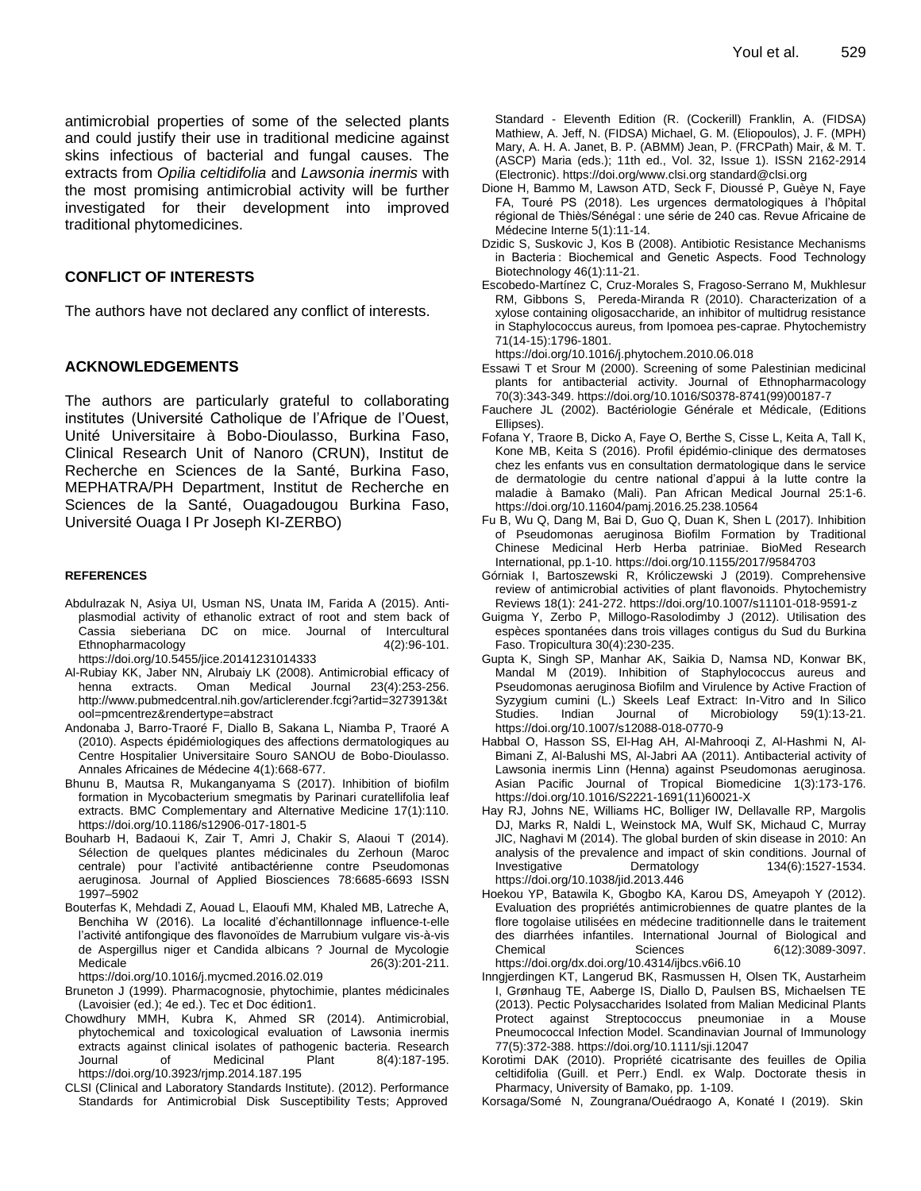antimicrobial properties of some of the selected plants and could justify their use in traditional medicine against skins infectious of bacterial and fungal causes. The extracts from *Opilia celtidifolia* and *Lawsonia inermis* with the most promising antimicrobial activity will be further investigated for their development into improved traditional phytomedicines.

## CONFLICT OF INTERESTS

The authors have not declared any conflict of interests.

## ACKNOWLEDGEMENTS

The authors are particularly grateful to collaborating institutes (Université Catholique de l'Afrique de l'Ouest, Unité Universitaire à Bobo-Dioulasso, Burkina Faso, Clinical Research Unit of Nanoro (CRUN), Institut de Recherche en Sciences de la Santé, Burkina Faso, MEPHATRA/PH Department, Institut de Recherche en Sciences de la Santé, Ouagadougou Burkina Faso, Université Ouaga I Pr Joseph KI-ZERBO)

## REFERENCES

Abdulrazak N, Asiya UI, Usman NS, Unata IM, Farida A (2015). Anti-plasmodial activity of ethanolic extract of root and stem back of Cassia sieberiana DC on mice. Journal of Intercultural Ethnopharmacology 4(2):96-101. https://doi.org/10.5455/jice.20141231014333

Al-Rubiay KK, Jaber NN, Alrubaiy LK (2008). Antimicrobial efficacy of henna extracts. Oman Medical Journal 23(4):253-256. http://www.pubmedcentral.nih.gov/articlerender.fcgi?artid=3273913&tool=pmcentrez&rendertype=abstract

Andonaba J, Barro-Traoré F, Diallo B, Sakana L, Niamba P, Traoré A (2010). Aspects épidémiologiques des affections dermatologiques au Centre Hospitalier Universitaire Souro SANOU de Bobo-Dioulasso. Annales Africaines de Médecine 4(1):668-677.

Bhunu B, Mautsa R, Mukanganyama S (2017). Inhibition of biofilm formation in Mycobacterium smegmatis by Parinari curatellifolia leaf extracts. BMC Complementary and Alternative Medicine 17(1):110. https://doi.org/10.1186/s12906-017-1801-5

Bouharb H, Badaoui K, Zair T, Amri J, Chakir S, Alaoui T (2014). Sélection de quelques plantes médicinales du Zerhoun (Maroc centrale) pour l'activité antibactérienne contre Pseudomonas aeruginosa. Journal of Applied Biosciences 78:6685-6693 ISSN 1997–5902

Bouterfas K, Mehdadi Z, Aouad L, Elaoufi MM, Khaled MB, Latreche A, Benchiha W (2016). La localité d'échantillonnage influence-t-elle l'activité antifongique des flavonoïdes de Marrubium vulgare vis-à-vis de Aspergillus niger et Candida albicans ? Journal de Mycologie Medicale 26(3):201-211. https://doi.org/10.1016/j.mycmed.2016.02.019

Bruneton J (1999). Pharmacognosie, phytochimie, plantes médicinales (Lavoisier (ed.); 4e ed.). Tec et Doc édition1.

Chowdhury MMH, Kubra K, Ahmed SR (2014). Antimicrobial, phytochemical and toxicological evaluation of Lawsonia inermis extracts against clinical isolates of pathogenic bacteria. Research Journal of Medicinal Plant 8(4):187-195. https://doi.org/10.3923/rjmp.2014.187.195

CLSI (Clinical and Laboratory Standards Institute). (2012). Performance Standards for Antimicrobial Disk Susceptibility Tests; Approved Standard - Eleventh Edition (R. (Cockerill) Franklin, A. (FIDSA) Mathiew, A. Jeff, N. (FIDSA) Michael, G. M. (Eliopoulos), J. F. (MPH) Mary, A. H. A. Janet, B. P. (ABMM) Jean, P. (FRCPath) Mair, & M. T. (ASCP) Maria (eds.); 11th ed., Vol. 32, Issue 1). ISSN 2162-2914 (Electronic). https://doi.org/www.clsi.org standard@clsi.org

Dione H, Bammo M, Lawson ATD, Seck F, Dioussé P, Guèye N, Faye FA, Touré PS (2018). Les urgences dermatologiques à l'hôpital régional de Thiès/Sénégal : une série de 240 cas. Revue Africaine de Médecine Interne 5(1):11-14.

Dzidic S, Suskovic J, Kos B (2008). Antibiotic Resistance Mechanisms in Bacteria : Biochemical and Genetic Aspects. Food Technology Biotechnology 46(1):11-21.

Escobedo-Martínez C, Cruz-Morales S, Fragoso-Serrano M, Mukhlesur RM, Gibbons S, Pereda-Miranda R (2010). Characterization of a xylose containing oligosaccharide, an inhibitor of multidrug resistance in Staphylococcus aureus, from Ipomoea pes-caprae. Phytochemistry 71(14-15):1796-1801. https://doi.org/10.1016/j.phytochem.2010.06.018

Essawi T et Srour M (2000). Screening of some Palestinian medicinal plants for antibacterial activity. Journal of Ethnopharmacology 70(3):343-349. https://doi.org/10.1016/S0378-8741(99)00187-7

Fauchere JL (2002). Bactériologie Générale et Médicale, (Editions Ellipses).

Fofana Y, Traore B, Dicko A, Faye O, Berthe S, Cisse L, Keita A, Tall K, Kone MB, Keita S (2016). Profil épidémio-clinique des dermatoses chez les enfants vus en consultation dermatologique dans le service de dermatologie du centre national d'appui à la lutte contre la maladie à Bamako (Mali). Pan African Medical Journal 25:1-6. https://doi.org/10.11604/pamj.2016.25.238.10564

Fu B, Wu Q, Dang M, Bai D, Guo Q, Duan K, Shen L (2017). Inhibition of Pseudomonas aeruginosa Biofilm Formation by Traditional Chinese Medicinal Herb Herba patriniae. BioMed Research International, pp.1-10. https://doi.org/10.1155/2017/9584703

Górniak I, Bartoszewski R, Króliczewski J (2019). Comprehensive review of antimicrobial activities of plant flavonoids. Phytochemistry Reviews 18(1): 241-272. https://doi.org/10.1007/s11101-018-9591-z

Guigma Y, Zerbo P, Millogo-Rasolodimby J (2012). Utilisation des espèces spontanées dans trois villages contigus du Sud du Burkina Faso. Tropicultura 30(4):230-235.

Gupta K, Singh SP, Manhar AK, Saikia D, Namsa ND, Konwar BK, Mandal M (2019). Inhibition of Staphylococcus aureus and Pseudomonas aeruginosa Biofilm and Virulence by Active Fraction of Syzygium cumini (L.) Skeels Leaf Extract: In-Vitro and In Silico Studies. Indian Journal of Microbiology 59(1):13-21. https://doi.org/10.1007/s12088-018-0770-9

Habbal O, Hasson SS, El-Hag AH, Al-Mahrooqi Z, Al-Hashmi N, Al-Bimani Z, Al-Balushi MS, Al-Jabri AA (2011). Antibacterial activity of Lawsonia inermis Linn (Henna) against Pseudomonas aeruginosa. Asian Pacific Journal of Tropical Biomedicine 1(3):173-176. https://doi.org/10.1016/S2221-1691(11)60021-X

Hay RJ, Johns NE, Williams HC, Bolliger IW, Dellavalle RP, Margolis DJ, Marks R, Naldi L, Weinstock MA, Wulf SK, Michaud C, Murray JlC, Naghavi M (2014). The global burden of skin disease in 2010: An analysis of the prevalence and impact of skin conditions. Journal of Investigative Dermatology 134(6):1527-1534. https://doi.org/10.1038/jid.2013.446

Hoekou YP, Batawila K, Gbogbo KA, Karou DS, Ameyapoh Y (2012). Evaluation des propriétés antimicrobiennes de quatre plantes de la flore togolaise utilisées en médecine traditionnelle dans le traitement des diarrhées infantiles. International Journal of Biological and Chemical Sciences 6(12):3089-3097. https://doi.org/dx.doi.org/10.4314/ijbcs.v6i6.10

Inngjerdingen KT, Langerud BK, Rasmussen H, Olsen TK, Austarheim I, Grønhaug TE, Aaberge IS, Diallo D, Paulsen BS, Michaelsen TE (2013). Pectic Polysaccharides Isolated from Malian Medicinal Plants Protect against Streptococcus pneumoniae in a Mouse Pneumococcal Infection Model. Scandinavian Journal of Immunology 77(5):372-388. https://doi.org/10.1111/sji.12047

Korotimi DAK (2010). Propriété cicatrisante des feuilles de Opilia celtidifolia (Guill. et Perr.) Endl. ex Walp. Doctorate thesis in Pharmacy, University of Bamako, pp. 1-109.

Korsaga/Somé N, Zoungrana/Ouédraogo A, Konaté I (2019). Skin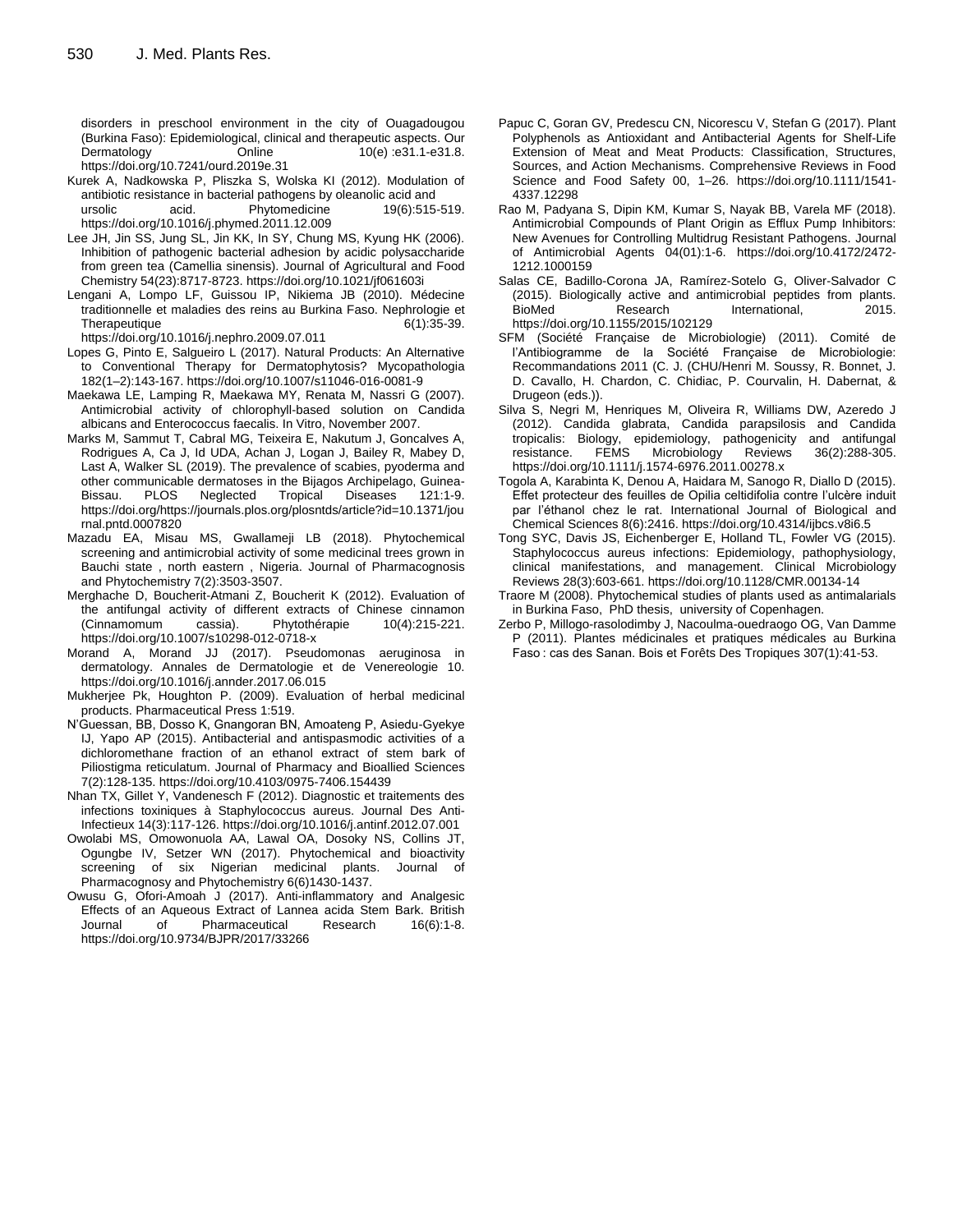disorders in preschool environment in the city of Ouagadougou (Burkina Faso): Epidemiological, clinical and therapeutic aspects. Our Dermatology Online 10(e) :e31.1-e31.8. https://doi.org/10.7241/ourd.2019e.31

Kurek A, Nadkowska P, Pliszka S, Wolska KI (2012). Modulation of antibiotic resistance in bacterial pathogens by oleanolic acid and ursolic acid. Phytomedicine 19(6):515-519. https://doi.org/10.1016/j.phymed.2011.12.009

Lee JH, Jin SS, Jung SL, Jin KK, In SY, Chung MS, Kyung HK (2006). Inhibition of pathogenic bacterial adhesion by acidic polysaccharide from green tea (Camellia sinensis). Journal of Agricultural and Food Chemistry 54(23):8717-8723. https://doi.org/10.1021/jf061603i

Lengani A, Lompo LF, Guissou IP, Nikiema JB (2010). Médecine traditionnelle et maladies des reins au Burkina Faso. Nephrologie et Therapeutique 6(1):35-39. https://doi.org/10.1016/j.nephro.2009.07.011

Lopes G, Pinto E, Salgueiro L (2017). Natural Products: An Alternative to Conventional Therapy for Dermatophytosis? Mycopathologia 182(1–2):143-167. https://doi.org/10.1007/s11046-016-0081-9

Maekawa LE, Lamping R, Maekawa MY, Renata M, Nassri G (2007). Antimicrobial activity of chlorophyll-based solution on Candida albicans and Enterococcus faecalis. In Vitro, November 2007.

Marks M, Sammut T, Cabral MG, Teixeira E, Nakutum J, Goncalves A, Rodrigues A, Ca J, Id UDA, Achan J, Logan J, Bailey R, Mabey D, Last A, Walker SL (2019). The prevalence of scabies, pyoderma and other communicable dermatoses in the Bijagos Archipelago, Guinea-Bissau. PLOS Neglected Tropical Diseases 121:1-9. https://doi.org/https://journals.plos.org/plosntds/article?id=10.1371/journal.pntd.0007820

Mazadu EA, Misau MS, Gwallameji LB (2018). Phytochemical screening and antimicrobial activity of some medicinal trees grown in Bauchi state , north eastern , Nigeria. Journal of Pharmacognosis and Phytochemistry 7(2):3503-3507.

Merghache D, Boucherit-Atmani Z, Boucherit K (2012). Evaluation of the antifungal activity of different extracts of Chinese cinnamon (Cinnamomum cassia). Phytothérapie 10(4):215-221. https://doi.org/10.1007/s10298-012-0718-x

Morand A, Morand JJ (2017). Pseudomonas aeruginosa in dermatology. Annales de Dermatologie et de Venereologie 10. https://doi.org/10.1016/j.annder.2017.06.015

Mukherjee Pk, Houghton P. (2009). Evaluation of herbal medicinal products. Pharmaceutical Press 1:519.

N'Guessan, BB, Dosso K, Gnangoran BN, Amoateng P, Asiedu-Gyekye IJ, Yapo AP (2015). Antibacterial and antispasmodic activities of a dichloromethane fraction of an ethanol extract of stem bark of Piliostigma reticulatum. Journal of Pharmacy and Bioallied Sciences 7(2):128-135. https://doi.org/10.4103/0975-7406.154439

Nhan TX, Gillet Y, Vandenesch F (2012). Diagnostic et traitements des infections toxiniques à Staphylococcus aureus. Journal Des Anti-Infectieux 14(3):117-126. https://doi.org/10.1016/j.antinf.2012.07.001

Owolabi MS, Omowonuola AA, Lawal OA, Dosoky NS, Collins JT, Ogungbe IV, Setzer WN (2017). Phytochemical and bioactivity screening of six Nigerian medicinal plants. Journal of Pharmacognosy and Phytochemistry 6(6)1430-1437.

Owusu G, Ofori-Amoah J (2017). Anti-inflammatory and Analgesic Effects of an Aqueous Extract of Lannea acida Stem Bark. British Journal of Pharmaceutical Research 16(6):1-8. https://doi.org/10.9734/BJPR/2017/33266

Papuc C, Goran GV, Predescu CN, Nicorescu V, Stefan G (2017). Plant Polyphenols as Antioxidant and Antibacterial Agents for Shelf-Life Extension of Meat and Meat Products: Classification, Structures, Sources, and Action Mechanisms. Comprehensive Reviews in Food Science and Food Safety 00, 1–26. https://doi.org/10.1111/1541-4337.12298

Rao M, Padyana S, Dipin KM, Kumar S, Nayak BB, Varela MF (2018). Antimicrobial Compounds of Plant Origin as Efflux Pump Inhibitors: New Avenues for Controlling Multidrug Resistant Pathogens. Journal of Antimicrobial Agents 04(01):1-6. https://doi.org/10.4172/2472-1212.1000159

Salas CE, Badillo-Corona JA, Ramírez-Sotelo G, Oliver-Salvador C (2015). Biologically active and antimicrobial peptides from plants. BioMed Research International, 2015. https://doi.org/10.1155/2015/102129

SFM (Société Française de Microbiologie) (2011). Comité de l'Antibiogramme de la Société Française de Microbiologie: Recommandations 2011 (C. J. (CHU/Henri M. Soussy, R. Bonnet, J. D. Cavallo, H. Chardon, C. Chidiac, P. Courvalin, H. Dabernat, & Drugeon (eds.)).

Silva S, Negri M, Henriques M, Oliveira R, Williams DW, Azeredo J (2012). Candida glabrata, Candida parapsilosis and Candida tropicalis: Biology, epidemiology, pathogenicity and antifungal resistance. FEMS Microbiology Reviews 36(2):288-305. https://doi.org/10.1111/j.1574-6976.2011.00278.x

Togola A, Karabinta K, Denou A, Haidara M, Sanogo R, Diallo D (2015). Effet protecteur des feuilles de Opilia celtidifolia contre l'ulcère induit par l'éthanol chez le rat. International Journal of Biological and Chemical Sciences 8(6):2416. https://doi.org/10.4314/ijbcs.v8i6.5

Tong SYC, Davis JS, Eichenberger E, Holland TL, Fowler VG (2015). Staphylococcus aureus infections: Epidemiology, pathophysiology, clinical manifestations, and management. Clinical Microbiology Reviews 28(3):603-661. https://doi.org/10.1128/CMR.00134-14

Traore M (2008). Phytochemical studies of plants used as antimalarials in Burkina Faso, PhD thesis, university of Copenhagen.

Zerbo P, Millogo-rasolodimby J, Nacoulma-ouedraogo OG, Van Damme P (2011). Plantes médicinales et pratiques médicales au Burkina Faso : cas des Sanan. Bois et Forêts Des Tropiques 307(1):41-53.